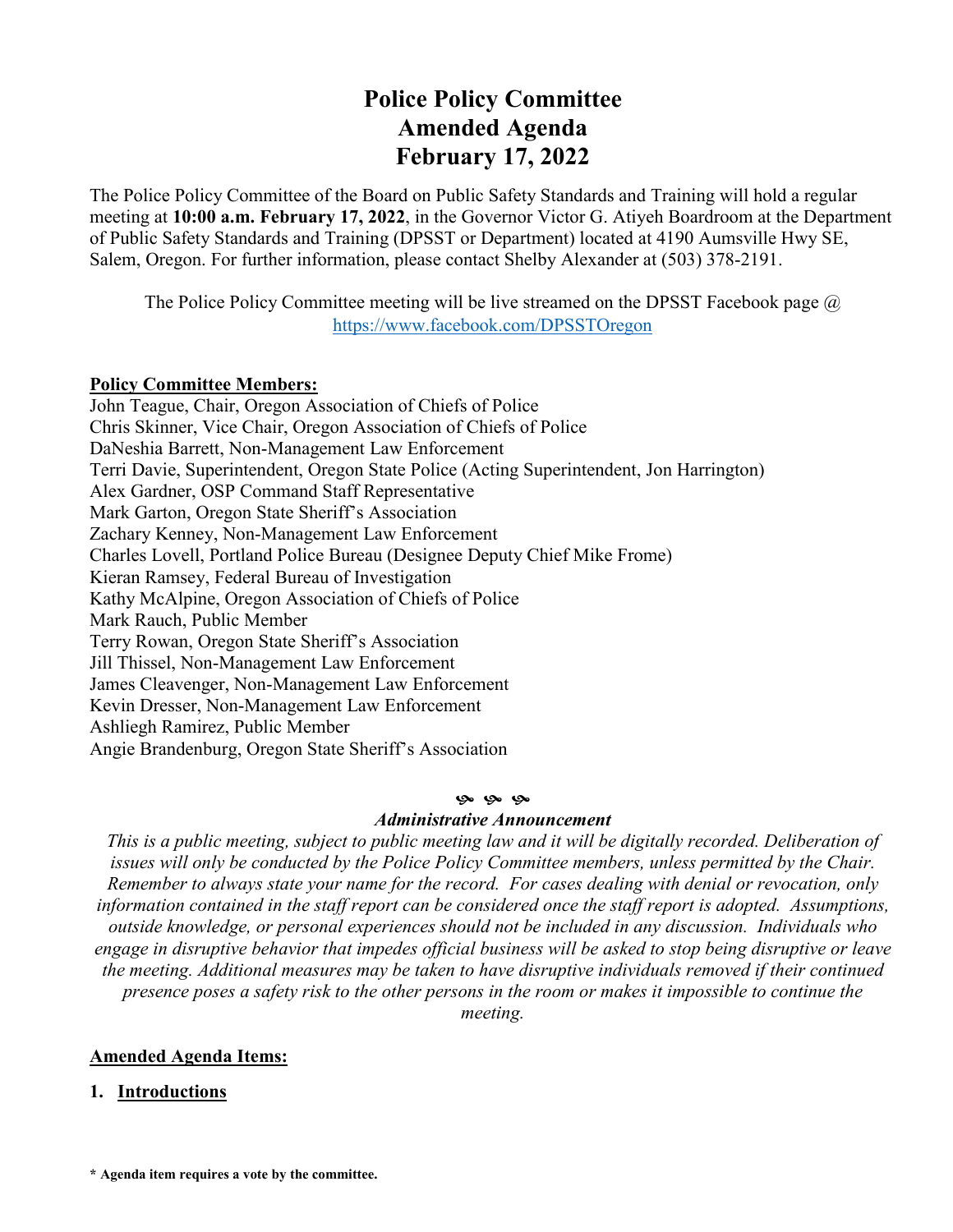# Police Policy Committee
# Amended Agenda
# February 17, 2022

The Police Policy Committee of the Board on Public Safety Standards and Training will hold a regular meeting at **10:00 a.m. February 17, 2022**, in the Governor Victor G. Atiyeh Boardroom at the Department of Public Safety Standards and Training (DPSST or Department) located at 4190 Aumsville Hwy SE, Salem, Oregon. For further information, please contact Shelby Alexander at (503) 378-2191.

The Police Policy Committee meeting will be live streamed on the DPSST Facebook page @ https://www.facebook.com/DPSSTOregon

**Policy Committee Members:**

John Teague, Chair, Oregon Association of Chiefs of Police
Chris Skinner, Vice Chair, Oregon Association of Chiefs of Police
DaNeshia Barrett, Non-Management Law Enforcement
Terri Davie, Superintendent, Oregon State Police (Acting Superintendent, Jon Harrington)
Alex Gardner, OSP Command Staff Representative
Mark Garton, Oregon State Sheriff's Association
Zachary Kenney, Non-Management Law Enforcement
Charles Lovell, Portland Police Bureau (Designee Deputy Chief Mike Frome)
Kieran Ramsey, Federal Bureau of Investigation
Kathy McAlpine, Oregon Association of Chiefs of Police
Mark Rauch, Public Member
Terry Rowan, Oregon State Sheriff's Association
Jill Thissel, Non-Management Law Enforcement
James Cleavenger, Non-Management Law Enforcement
Kevin Dresser, Non-Management Law Enforcement
Ashliegh Ramirez, Public Member
Angie Brandenburg, Oregon State Sheriff's Association

***Administrative Announcement***

*This is a public meeting, subject to public meeting law and it will be digitally recorded. Deliberation of issues will only be conducted by the Police Policy Committee members, unless permitted by the Chair. Remember to always state your name for the record. For cases dealing with denial or revocation, only information contained in the staff report can be considered once the staff report is adopted. Assumptions, outside knowledge, or personal experiences should not be included in any discussion. Individuals who engage in disruptive behavior that impedes official business will be asked to stop being disruptive or leave the meeting. Additional measures may be taken to have disruptive individuals removed if their continued presence poses a safety risk to the other persons in the room or makes it impossible to continue the meeting.*

**Amended Agenda Items:**

1. **Introductions**

**\* Agenda item requires a vote by the committee.**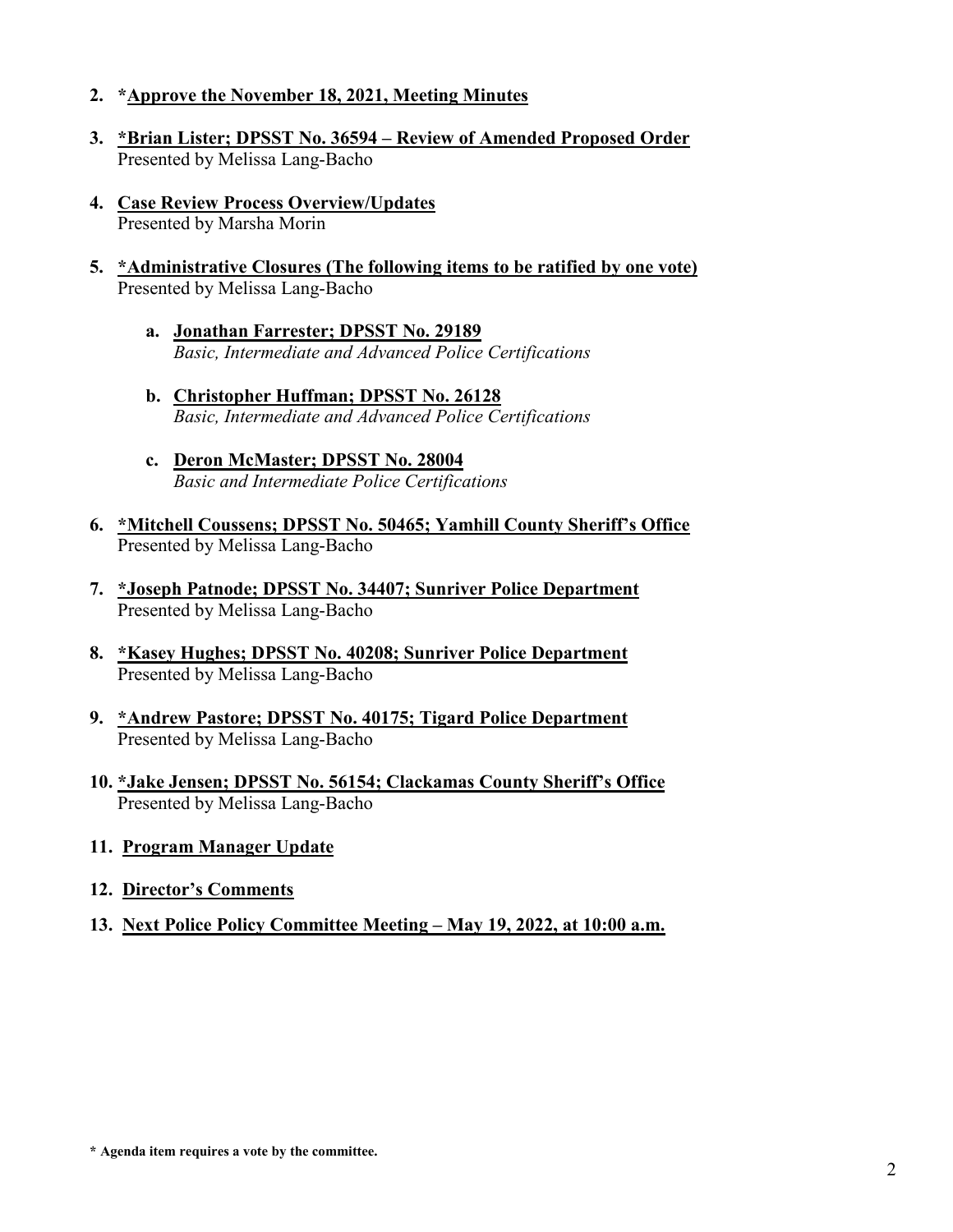2. **\*Approve the November 18, 2021, Meeting Minutes**

3. **\*Brian Lister; DPSST No. 36594 – Review of Amended Proposed Order**
   Presented by Melissa Lang-Bacho

4. **Case Review Process Overview/Updates**
   Presented by Marsha Morin

5. **\*Administrative Closures (The following items to be ratified by one vote)**
   Presented by Melissa Lang-Bacho

   a. **Jonathan Farrester; DPSST No. 29189**
      *Basic, Intermediate and Advanced Police Certifications*

   b. **Christopher Huffman; DPSST No. 26128**
      *Basic, Intermediate and Advanced Police Certifications*

   c. **Deron McMaster; DPSST No. 28004**
      *Basic and Intermediate Police Certifications*

6. **\*Mitchell Coussens; DPSST No. 50465; Yamhill County Sheriff's Office**
   Presented by Melissa Lang-Bacho

7. **\*Joseph Patnode; DPSST No. 34407; Sunriver Police Department**
   Presented by Melissa Lang-Bacho

8. **\*Kasey Hughes; DPSST No. 40208; Sunriver Police Department**
   Presented by Melissa Lang-Bacho

9. **\*Andrew Pastore; DPSST No. 40175; Tigard Police Department**
   Presented by Melissa Lang-Bacho

10. **\*Jake Jensen; DPSST No. 56154; Clackamas County Sheriff's Office**
    Presented by Melissa Lang-Bacho

11. **Program Manager Update**

12. **Director's Comments**

13. **Next Police Policy Committee Meeting – May 19, 2022, at 10:00 a.m.**

**\* Agenda item requires a vote by the committee.**